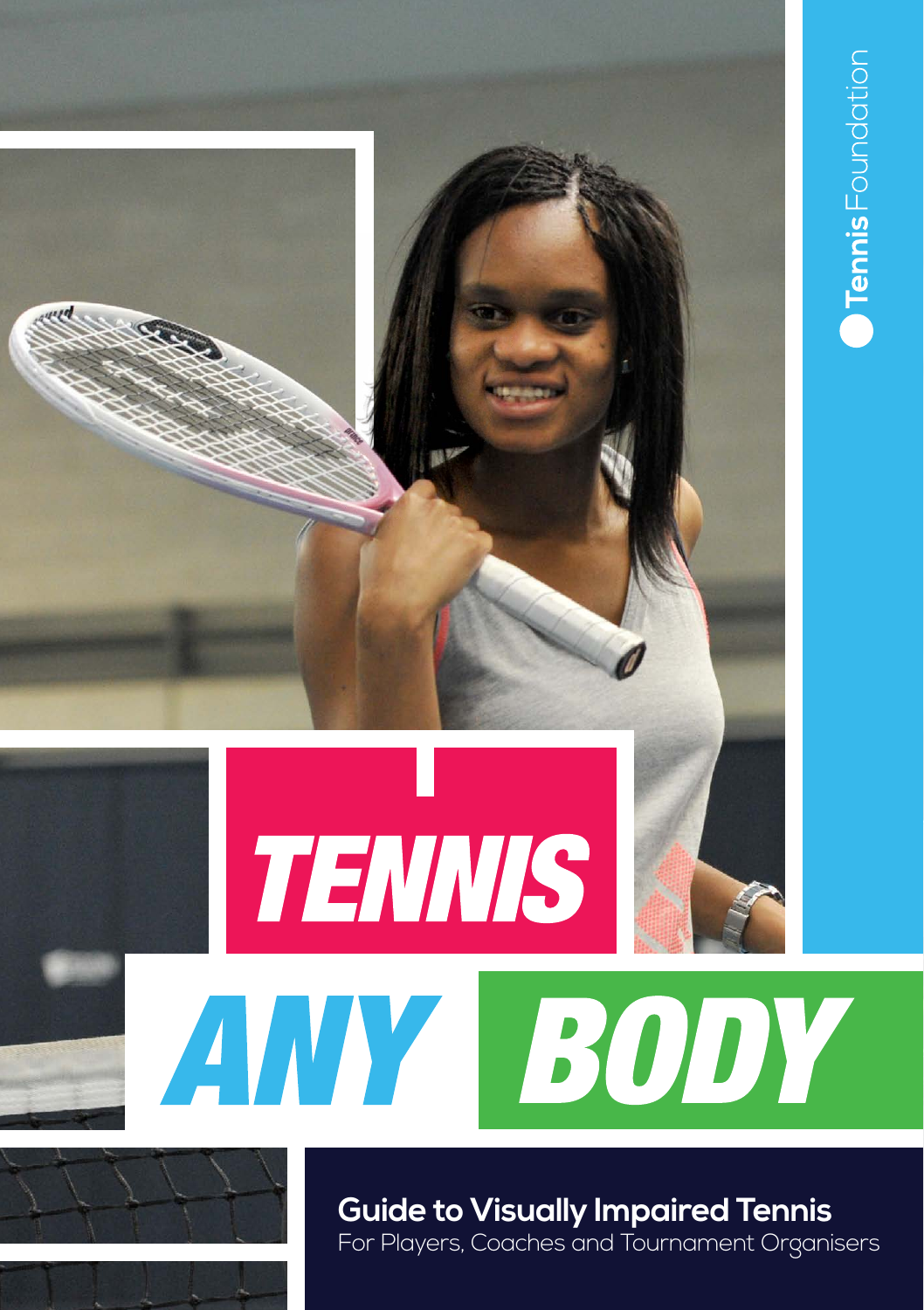Tennis Foundation

# TENNIS ANY BODY

## Guide to Visually Impaired Tennis

For Players, Coaches and Tournament Organisers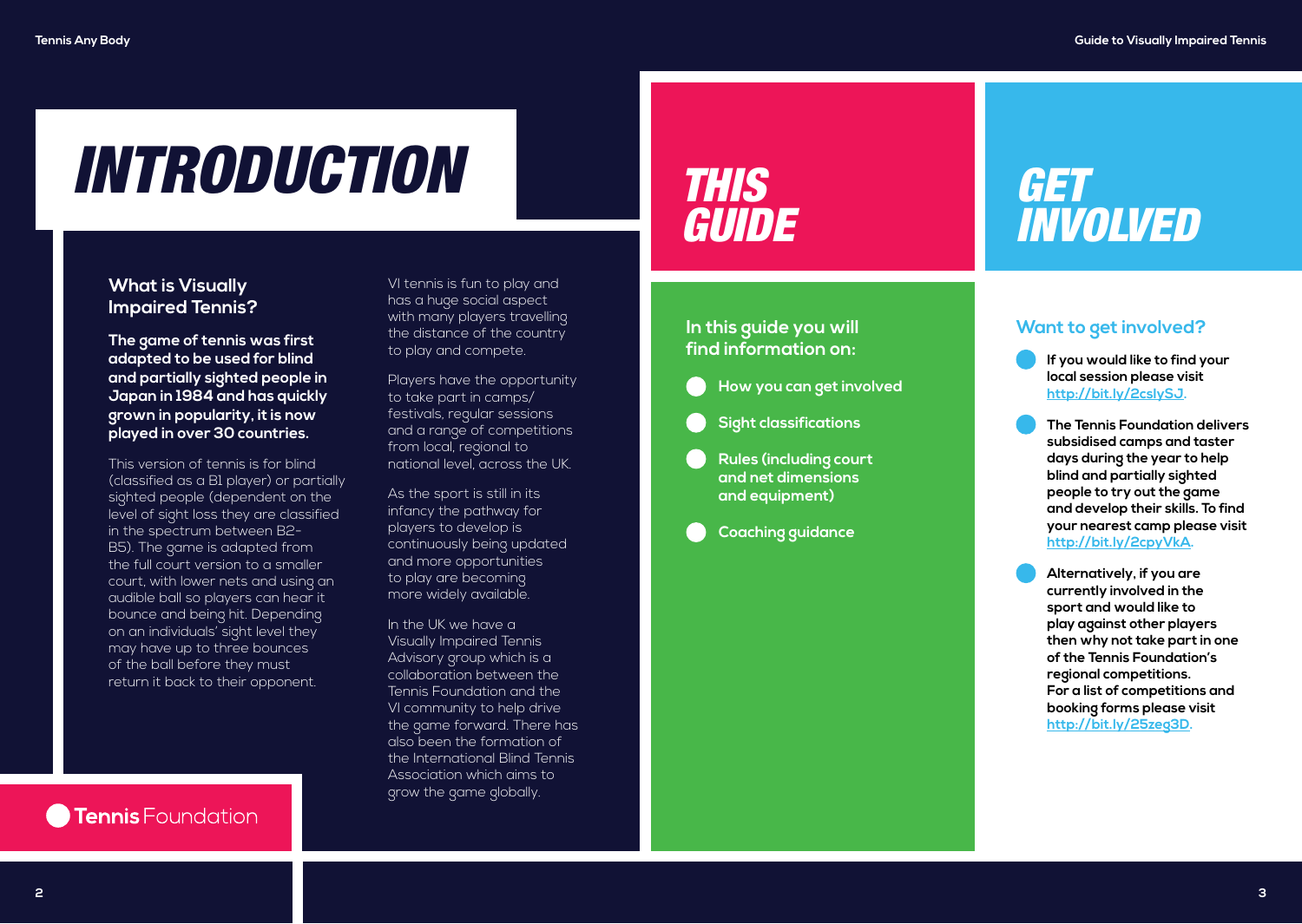# INTRODUCTION

## What is Visually Impaired Tennis?

**The game of tennis was first adapted to be used for blind and partially sighted people in Japan in 1984 and has quickly grown in popularity, it is now played in over 30 countries.**

This version of tennis is for blind (classified as a B1 player) or partially sighted people (dependent on the level of sight loss they are classified in the spectrum between B2-B5). The game is adapted from the full court version to a smaller court, with lower nets and using an audible ball so players can hear it bounce and being hit. Depending on an individuals' sight level they may have up to three bounces of the ball before they must return it back to their opponent.

VI tennis is fun to play and has a huge social aspect with many players travelling the distance of the country to play and compete.

Players have the opportunity to take part in camps/festivals, regular sessions and a range of competitions from local, regional to national level, across the UK.

As the sport is still in its infancy the pathway for players to develop is continuously being updated and more opportunities to play are becoming more widely available.

In the UK we have a Visually Impaired Tennis Advisory group which is a collaboration between the Tennis Foundation and the VI community to help drive the game forward. There has also been the formation of the International Blind Tennis Association which aims to grow the game globally.

Tennis Foundation

# THIS GUIDE

**In this guide you will find information on:**

- **How you can get involved**
- **Sight classifications**
- **Rules (including court and net dimensions and equipment)**
- **Coaching guidance**

# GET INVOLVED

## Want to get involved?

- **If you would like to find your local session please visit [http://bit.ly/2cslySJ](http://bit.ly/2cslySJ).**
- **The Tennis Foundation delivers subsidised camps and taster days during the year to help blind and partially sighted people to try out the game and develop their skills. To find your nearest camp please visit [http://bit.ly/2cpyVkA](http://bit.ly/2cpyVkA).**
- **Alternatively, if you are currently involved in the sport and would like to play against other players then why not take part in one of the Tennis Foundation's regional competitions. For a list of competitions and booking forms please visit [http://bit.ly/25zeg3D](http://bit.ly/25zeg3D).**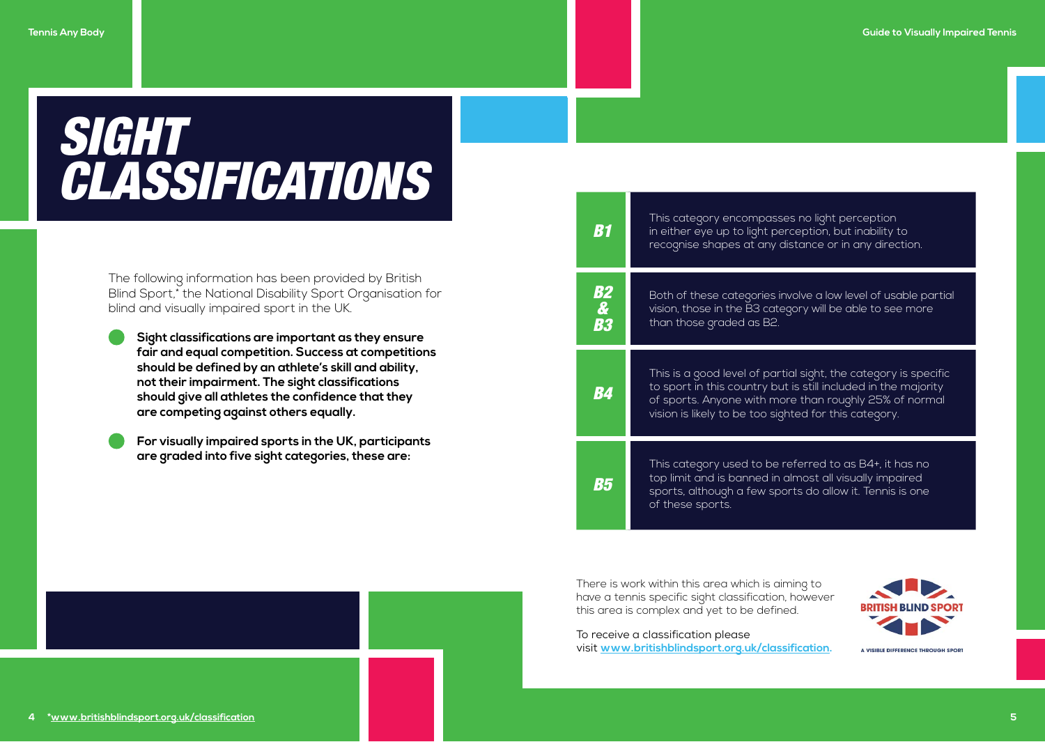# SIGHT CLASSIFICATIONS

The following information has been provided by British Blind Sport,* the National Disability Sport Organisation for blind and visually impaired sport in the UK.

- **Sight classifications are important as they ensure fair and equal competition. Success at competitions should be defined by an athlete's skill and ability, not their impairment. The sight classifications should give all athletes the confidence that they are competing against others equally.**
- **For visually impaired sports in the UK, participants are graded into five sight categories, these are:**

| Category | Description |
| --- | --- |
| **B1** | This category encompasses no light perception in either eye up to light perception, but inability to recognise shapes at any distance or in any direction. |
| **B2 & B3** | Both of these categories involve a low level of usable partial vision, those in the B3 category will be able to see more than those graded as B2. |
| **B4** | This is a good level of partial sight, the category is specific to sport in this country but is still included in the majority of sports. Anyone with more than roughly 25% of normal vision is likely to be too sighted for this category. |
| **B5** | This category used to be referred to as B4+, it has no top limit and is banned in almost all visually impaired sports, although a few sports do allow it. Tennis is one of these sports. |

There is work within this area which is aiming to have a tennis specific sight classification, however this area is complex and yet to be defined.

To receive a classification please visit **www.britishblindsport.org.uk/classification.**

BRITISH BLIND SPORT
A VISIBLE DIFFERENCE THROUGH SPORT

*www.britishblindsport.org.uk/classification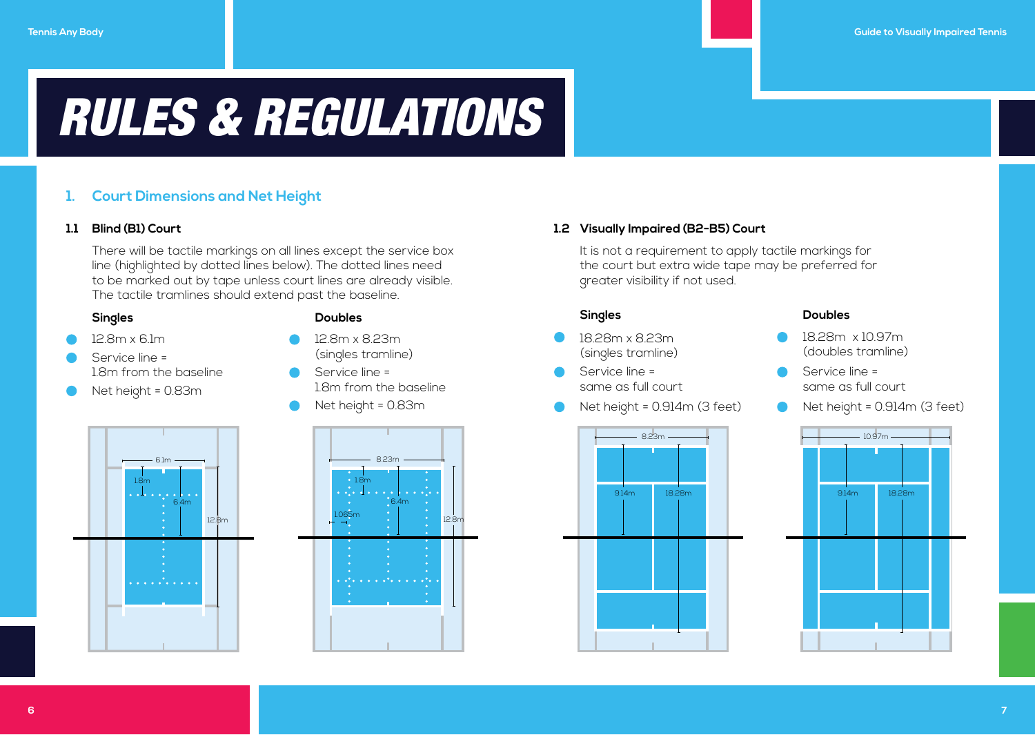# RULES & REGULATIONS

## 1. Court Dimensions and Net Height

### 1.1 Blind (B1) Court

There will be tactile markings on all lines except the service box line (highlighted by dotted lines below). The dotted lines need to be marked out by tape unless court lines are already visible. The tactile tramlines should extend past the baseline.

**Singles**

- 12.8m x 6.1m
- Service line = 1.8m from the baseline
- Net height = 0.83m

**Doubles**

- 12.8m x 8.23m (singles tramline)
- Service line = 1.8m from the baseline
- Net height = 0.83m

### 1.2 Visually Impaired (B2-B5) Court

It is not a requirement to apply tactile markings for the court but extra wide tape may be preferred for greater visibility if not used.

**Singles**

- 18.28m x 8.23m (singles tramline)
- Service line = same as full court
- Net height = 0.914m (3 feet)

**Doubles**

- 18.28m x 10.97m (doubles tramline)
- Service line = same as full court
- Net height = 0.914m (3 feet)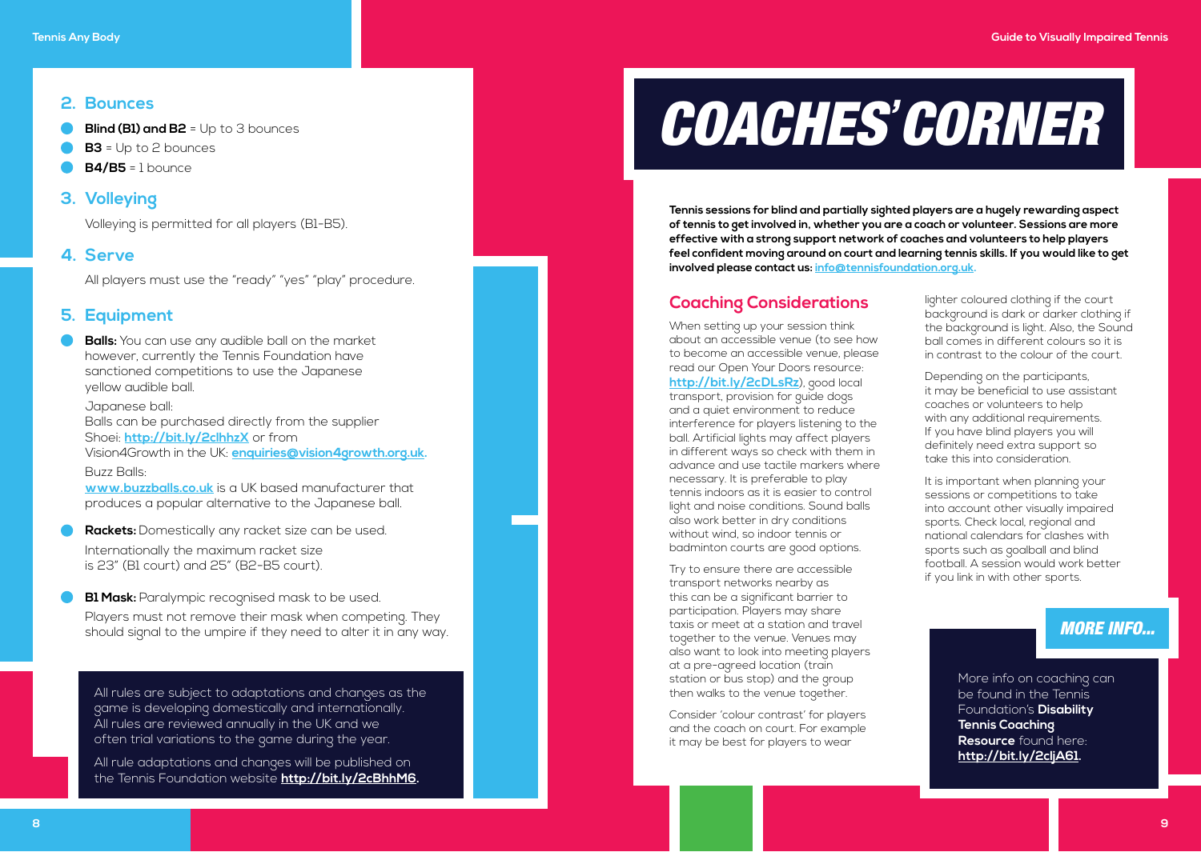## 2. Bounces

- **Blind (B1) and B2** = Up to 3 bounces
- **B3** = Up to 2 bounces
- **B4/B5** = 1 bounce

## 3. Volleying

Volleying is permitted for all players (B1-B5).

## 4. Serve

All players must use the "ready" "yes" "play" procedure.

## 5. Equipment

- **Balls:** You can use any audible ball on the market however, currently the Tennis Foundation have sanctioned competitions to use the Japanese yellow audible ball.

  Japanese ball:
  Balls can be purchased directly from the supplier Shoei: **http://bit.ly/2clhhzX** or from Vision4Growth in the UK: **enquiries@vision4growth.org.uk.**

  Buzz Balls:
  **www.buzzballs.co.uk** is a UK based manufacturer that produces a popular alternative to the Japanese ball.

- **Rackets:** Domestically any racket size can be used.

  Internationally the maximum racket size is 23" (B1 court) and 25" (B2-B5 court).

- **B1 Mask:** Paralympic recognised mask to be used.

  Players must not remove their mask when competing. They should signal to the umpire if they need to alter it in any way.

All rules are subject to adaptations and changes as the game is developing domestically and internationally. All rules are reviewed annually in the UK and we often trial variations to the game during the year.

All rule adaptations and changes will be published on the Tennis Foundation website **http://bit.ly/2cBhhM6.**

# COACHES' CORNER

**Tennis sessions for blind and partially sighted players are a hugely rewarding aspect of tennis to get involved in, whether you are a coach or volunteer. Sessions are more effective with a strong support network of coaches and volunteers to help players feel confident moving around on court and learning tennis skills. If you would like to get involved please contact us: info@tennisfoundation.org.uk.**

## Coaching Considerations

When setting up your session think about an accessible venue (to see how to become an accessible venue, please read our Open Your Doors resource: **http://bit.ly/2cDLsRz**), good local transport, provision for guide dogs and a quiet environment to reduce interference for players listening to the ball. Artificial lights may affect players in different ways so check with them in advance and use tactile markers where necessary. It is preferable to play tennis indoors as it is easier to control light and noise conditions. Sound balls also work better in dry conditions without wind, so indoor tennis or badminton courts are good options.

Try to ensure there are accessible transport networks nearby as this can be a significant barrier to participation. Players may share taxis or meet at a station and travel together to the venue. Venues may also want to look into meeting players at a pre-agreed location (train station or bus stop) and the group then walks to the venue together.

Consider 'colour contrast' for players and the coach on court. For example it may be best for players to wear lighter coloured clothing if the court background is dark or darker clothing if the background is light. Also, the Sound ball comes in different colours so it is in contrast to the colour of the court.

Depending on the participants, it may be beneficial to use assistant coaches or volunteers to help with any additional requirements. If you have blind players you will definitely need extra support so take this into consideration.

It is important when planning your sessions or competitions to take into account other visually impaired sports. Check local, regional and national calendars for clashes with sports such as goalball and blind football. A session would work better if you link in with other sports.

## MORE INFO...

More info on coaching can be found in the Tennis Foundation's **Disability Tennis Coaching Resource** found here: **http://bit.ly/2cljA61.**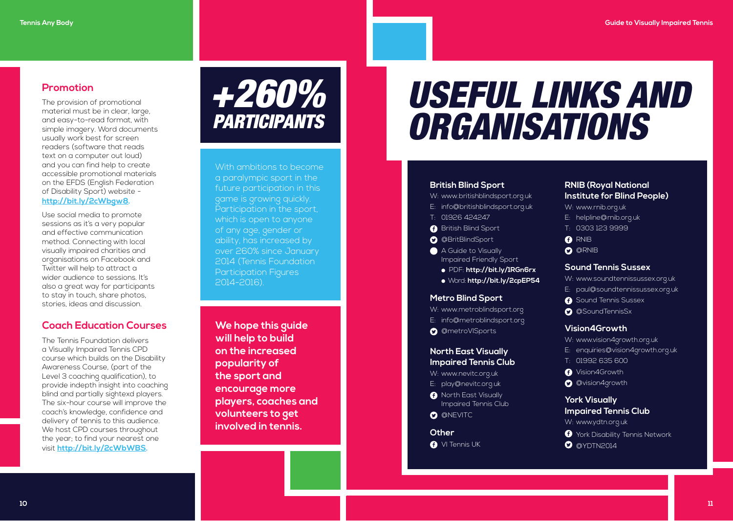## Promotion

The provision of promotional material must be in clear, large, and easy-to-read format, with simple imagery. Word documents usually work best for screen readers (software that reads text on a computer out loud) and you can find help to create accessible promotional materials on the EFDS (English Federation of Disability Sport) website - **http://bit.ly/2cWbgw8**.

Use social media to promote sessions as it's a very popular and effective communication method. Connecting with local visually impaired charities and organisations on Facebook and Twitter will help to attract a wider audience to sessions. It's also a great way for participants to stay in touch, share photos, stories, ideas and discussion.

## Coach Education Courses

The Tennis Foundation delivers a Visually Impaired Tennis CPD course which builds on the Disability Awareness Course, (part of the Level 3 coaching qualification), to provide indepth insight into coaching blind and partially sightexd players. The six-hour course will improve the coach's knowledge, confidence and delivery of tennis to this audience. We host CPD courses throughout the year; to find your nearest one visit **http://bit.ly/2cWbWBS**.

# *+260% PARTICIPANTS*

With ambitions to become a paralympic sport in the future participation in this game is growing quickly. Participation in the sport, which is open to anyone of any age, gender or ability, has increased by over 260% since January 2014 (Tennis Foundation Participation Figures 2014-2016).

**We hope this guide will help to build on the increased popularity of the sport and encourage more players, coaches and volunteers to get involved in tennis.**

# *USEFUL LINKS AND ORGANISATIONS*

### British Blind Sport

W: www.britishblindsport.org.uk
E: info@britishblindsport.org.uk
T: 01926 424247
- British Blind Sport
- @BritBlindSport
- A Guide to Visually Impaired Friendly Sport
  - PDF: **http://bit.ly/1RGn6rx**
  - Word: **http://bit.ly/2cpEP54**

### Metro Blind Sport

W: www.metroblindsport.org
E: info@metroblindsport.org
- @metroVISports

### North East Visually Impaired Tennis Club

W: www.nevitc.org.uk
E: play@nevitc.org.uk
- North East Visually Impaired Tennis Club
- @NEVITC

### Other

- VI Tennis UK

### RNIB (Royal National Institute for Blind People)

W: www.rnib.org.uk
E: helpline@rnib.org.uk
T: 0303 123 9999
- RNIB
- @RNIB

### Sound Tennis Sussex

W: www.soundtennissussex.org.uk
E: paul@soundtennissussex.org.uk
- Sound Tennis Sussex
- @SoundTennisSx

### Vision4Growth

W: www.vision4growth.org.uk
E: enquiries@vision4growth.org.uk
T: 01992 635 600
- Vision4Growth
- @vision4growth

### York Visually Impaired Tennis Club

W: www.ydtn.org.uk
- York Disability Tennis Network
- @YDTN2014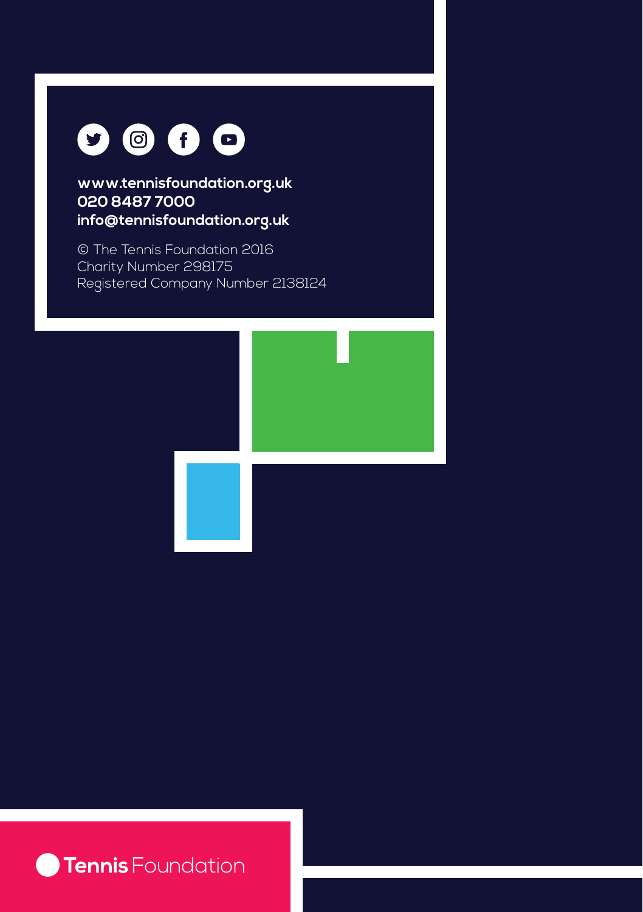**www.tennisfoundation.org.uk**
**020 8487 7000**
**info@tennisfoundation.org.uk**

© The Tennis Foundation 2016
Charity Number 298175
Registered Company Number 2138124

**Tennis** Foundation